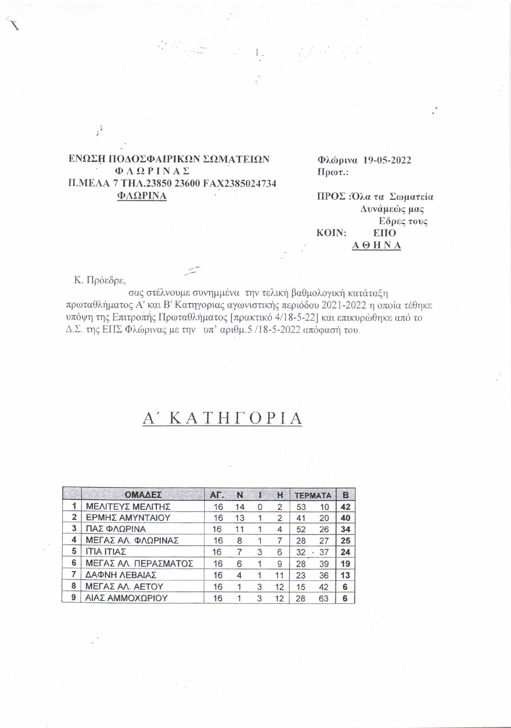**ΕΝΩΣΗ ΠΟΔΟΣΦΑΙΡΙΚΩΝ ΣΩΜΑΤΕΙΩΝ**
**ΦΛΩΡΙΝΑΣ**
**Π.ΜΕΛΑ 7 ΤΗΛ.23850 23600 FAX2385024734**
**ΦΛΩΡΙΝΑ**

**Φλώρινα 19-05-2022**
**Πρωτ.:**

**ΠΡΟΣ :Όλα τα Σωματεία**
**Δυνάμεώς μας**
**Έδρες τους**
**ΚΟΙΝ: ΕΠΟ**
**ΑΘΗΝΑ**

Κ. Πρόεδρε,

σας στέλνουμε συνημμένα την τελική βαθμολογική κατάταξη πρωταθλήματος Α' και Β' Κατηγορίας αγωνιστικής περιόδου 2021-2022 η οποία τέθηκε υπόψη της Επιτροπής Πρωταθλήματος [πρακτικό 4/18-5-22] και επικυρώθηκε από το Δ.Σ. της ΕΠΣ Φλώρινας με την υπ' αριθμ.5 /18-5-2022 απόφασή του.

# Α΄ ΚΑΤΗΓΟΡΙΑ

| | ΟΜΑΔΕΣ | ΑΓ. | Ν | Ι | Η | ΤΕΡΜΑΤΑ | | Β |
|---|---|---|---|---|---|---|---|---|
| 1 | ΜΕΛΙΤΕΥΣ ΜΕΛΙΤΗΣ | 16 | 14 | 0 | 2 | 53 | 10 | 42 |
| 2 | ΕΡΜΗΣ ΑΜΥΝΤΑΙΟΥ | 16 | 13 | 1 | 2 | 41 | 20 | 40 |
| 3 | ΠΑΣ ΦΛΩΡΙΝΑ | 16 | 11 | 1 | 4 | 52 | 26 | 34 |
| 4 | ΜΕΓΑΣ ΑΛ. ΦΛΩΡΙΝΑΣ | 16 | 8 | 1 | 7 | 28 | 27 | 25 |
| 5 | ΙΤΙΑ ΙΤΙΑΣ | 16 | 7 | 3 | 6 | 32 | 37 | 24 |
| 6 | ΜΕΓΑΣ ΑΛ. ΠΕΡΑΣΜΑΤΟΣ | 16 | 6 | 1 | 9 | 28 | 39 | 19 |
| 7 | ΔΑΦΝΗ ΛΕΒΑΙΑΣ | 16 | 4 | 1 | 11 | 23 | 36 | 13 |
| 8 | ΜΕΓΑΣ ΑΛ. ΑΕΤΟΥ | 16 | 1 | 3 | 12 | 15 | 42 | 6 |
| 9 | ΑΙΑΣ ΑΜΜΟΧΩΡΙΟΥ | 16 | 1 | 3 | 12 | 28 | 63 | 6 |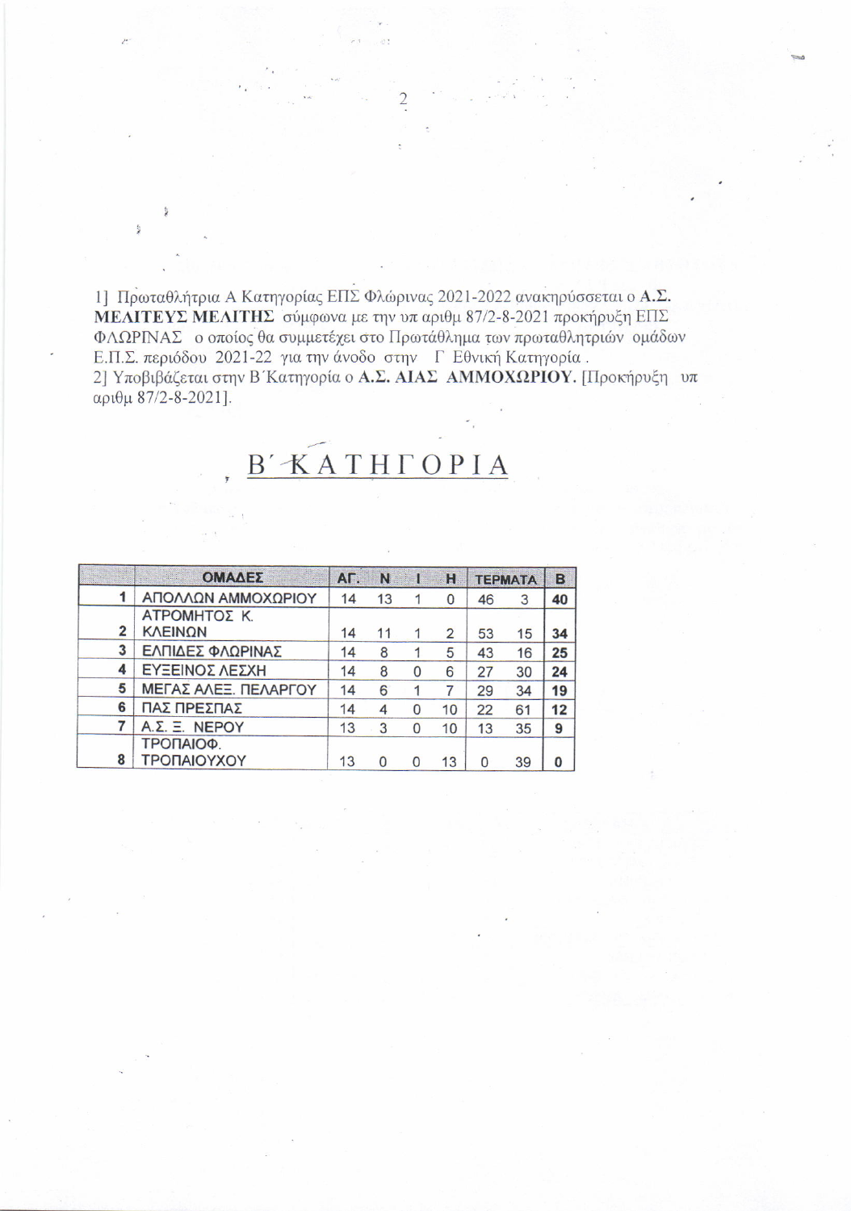1] Πρωταθλήτρια Α Κατηγορίας ΕΠΣ Φλώρινας 2021-2022 ανακηρύσσεται ο **Α.Σ. ΜΕΛΙΤΕΥΣ ΜΕΛΙΤΗΣ** σύμφωνα με την υπ αριθμ 87/2-8-2021 προκήρυξη ΕΠΣ ΦΛΩΡΙΝΑΣ ο οποίος θα συμμετέχει στο Πρωτάθλημα των πρωταθλητριών ομάδων Ε.Π.Σ. περιόδου 2021-22 για την άνοδο στην Γ Εθνική Κατηγορία .
2] Υποβιβάζεται στην Β΄Κατηγορία ο **Α.Σ. ΑΙΑΣ ΑΜΜΟΧΩΡΙΟΥ.** [Προκήρυξη υπ αριθμ 87/2-8-2021].

# Β΄ΚΑΤΗΓΟΡΙΑ

| | ΟΜΑΔΕΣ | ΑΓ. | Ν | Ι | Η | ΤΕΡΜΑΤΑ | | Β |
|---|---|---|---|---|---|---|---|---|
| 1 | ΑΠΟΛΛΩΝ ΑΜΜΟΧΩΡΙΟΥ | 14 | 13 | 1 | 0 | 46 | 3 | 40 |
| 2 | ΑΤΡΟΜΗΤΟΣ Κ. ΚΛΕΙΝΩΝ | 14 | 11 | 1 | 2 | 53 | 15 | 34 |
| 3 | ΕΛΠΙΔΕΣ ΦΛΩΡΙΝΑΣ | 14 | 8 | 1 | 5 | 43 | 16 | 25 |
| 4 | ΕΥΞΕΙΝΟΣ ΛΕΣΧΗ | 14 | 8 | 0 | 6 | 27 | 30 | 24 |
| 5 | ΜΕΓΑΣ ΑΛΕΞ. ΠΕΛΑΡΓΟΥ | 14 | 6 | 1 | 7 | 29 | 34 | 19 |
| 6 | ΠΑΣ ΠΡΕΣΠΑΣ | 14 | 4 | 0 | 10 | 22 | 61 | 12 |
| 7 | Α.Σ. Ξ. ΝΕΡΟΥ | 13 | 3 | 0 | 10 | 13 | 35 | 9 |
| 8 | ΤΡΟΠΑΙΟΦ. ΤΡΟΠΑΙΟΥΧΟΥ | 13 | 0 | 0 | 13 | 0 | 39 | 0 |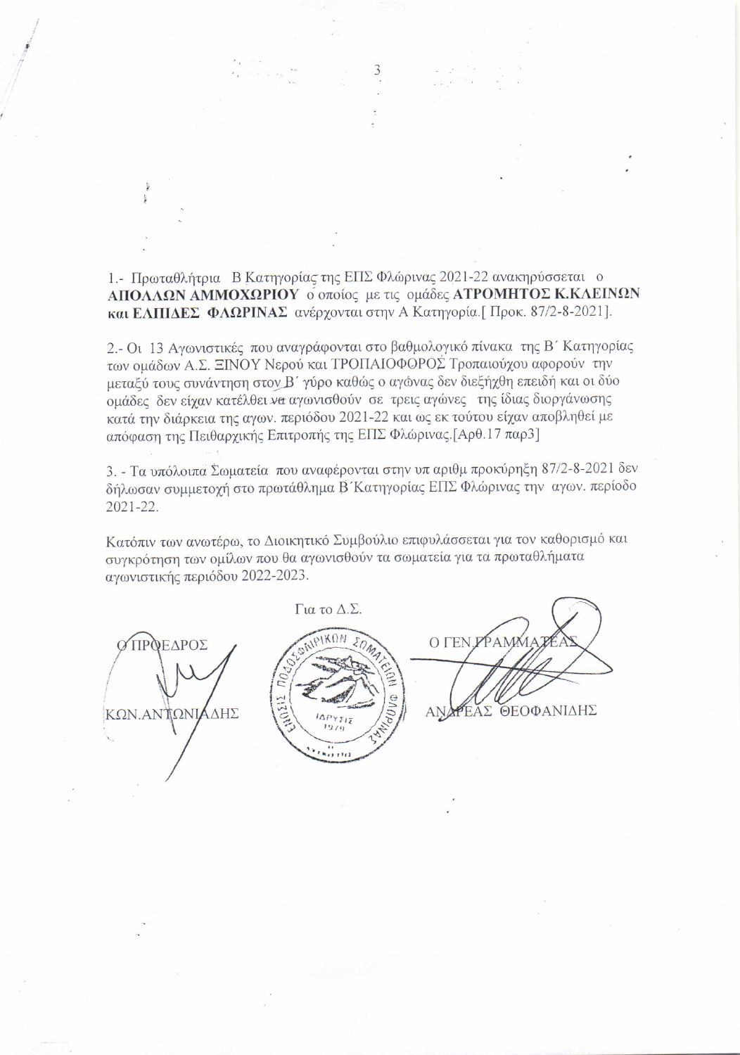1.- Πρωταθλήτρια Β Κατηγορίας της ΕΠΣ Φλώρινας 2021-22 ανακηρύσσεται ο **ΑΠΟΛΛΩΝ ΑΜΜΟΧΩΡΙΟΥ** ο οποίος με τις ομάδες **ΑΤΡΟΜΗΤΟΣ Κ.ΚΛΕΙΝΩΝ και ΕΛΠΙΔΕΣ ΦΛΩΡΙΝΑΣ** ανέρχονται στην Α Κατηγορία.[ Προκ. 87/2-8-2021].

2.- Οι 13 Αγωνιστικές που αναγράφονται στο βαθμολογικό πίνακα της Β΄ Κατηγορίας των ομάδων Α.Σ. ΞΙΝΟΥ Νερού και ΤΡΟΠΑΙΟΦΟΡΟΣ Τροπαιούχου αφορούν την μεταξύ τους συνάντηση στον Β΄ γύρο καθώς ο αγώνας δεν διεξήχθη επειδή και οι δύο ομάδες δεν είχαν κατέλθει να αγωνισθούν σε τρεις αγώνες της ίδιας διοργάνωσης κατά την διάρκεια της αγων. περιόδου 2021-22 και ως εκ τούτου είχαν αποβληθεί με απόφαση της Πειθαρχικής Επιτροπής της ΕΠΣ Φλώρινας.[Αρθ.17 παρ3]

3. - Τα υπόλοιπα Σωματεία που αναφέρονται στην υπ αριθμ προκύρηξη 87/2-8-2021 δεν δήλωσαν συμμετοχή στο πρωτάθλημα Β΄Κατηγορίας ΕΠΣ Φλώρινας την αγων. περίοδο 2021-22.

Κατόπιν των ανωτέρω, το Διοικητικό Συμβούλιο επιφυλάσσεται για τον καθορισμό και συγκρότηση των ομίλων που θα αγωνισθούν τα σωματεία για τα πρωταθλήματα αγωνιστικής περιόδου 2022-2023.

Για το Δ.Σ.

Ο ΠΡΟΕΔΡΟΣ

ΚΩΝ.ΑΝΤΩΝΙΑΔΗΣ

Ο ΓΕΝ.ΓΡΑΜΜΑΤΕΑΣ

ΑΝΔΡΕΑΣ ΘΕΟΦΑΝΙΔΗΣ